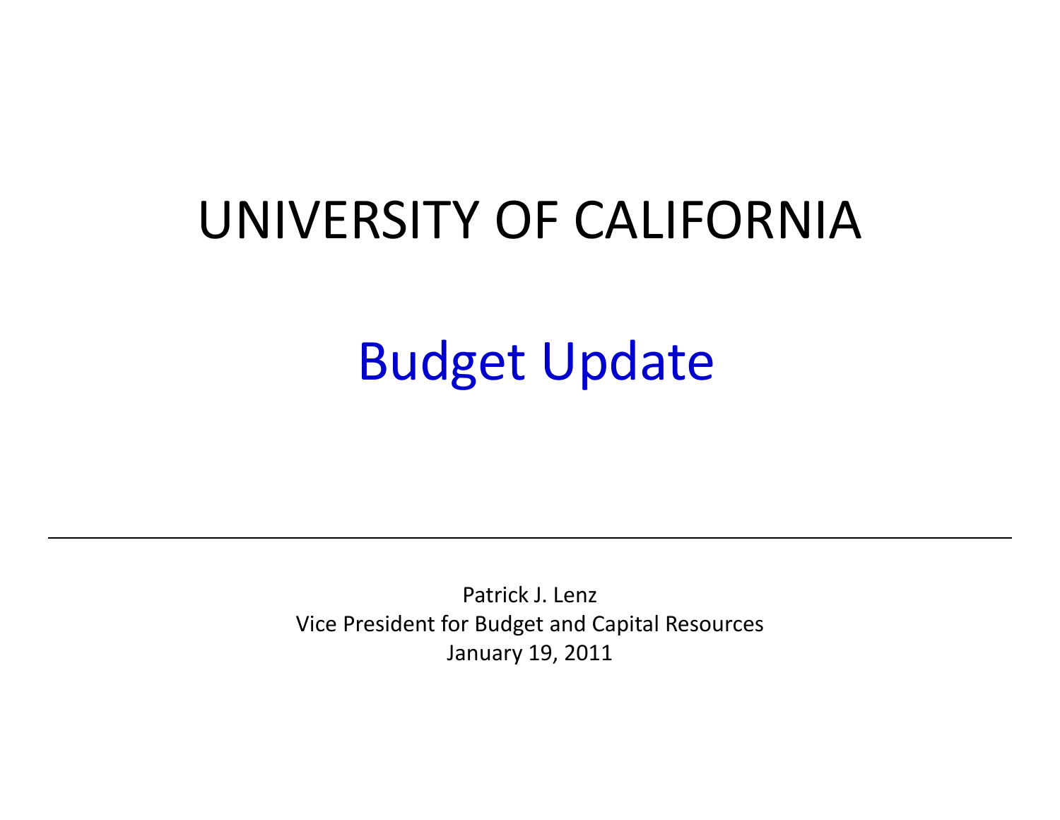# UNIVERSITY OF CALIFORNIA

## Budget Update

---

Patrick J. Lenz
Vice President for Budget and Capital Resources
January 19, 2011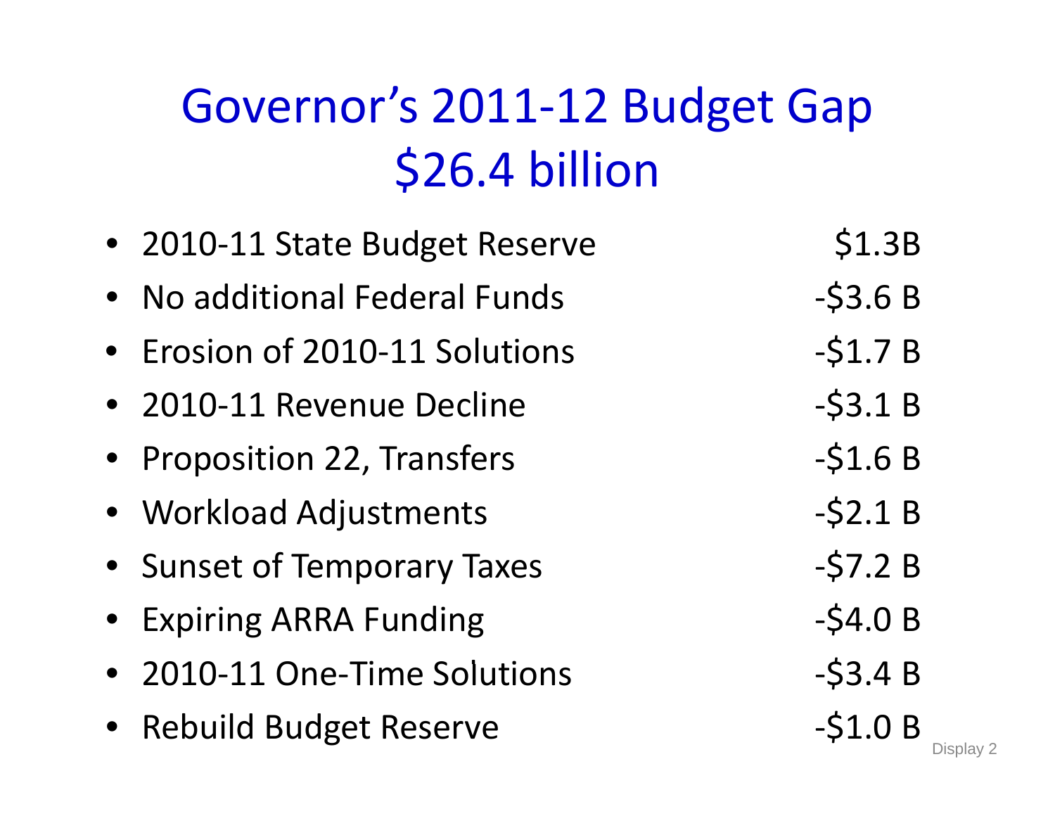# Governor's 2011-12 Budget Gap $26.4 billion

| Item | Amount |
|---|---|
| 2010-11 State Budget Reserve | $1.3B |
| No additional Federal Funds | -$3.6 B |
| Erosion of 2010-11 Solutions | -$1.7 B |
| 2010-11 Revenue Decline | -$3.1 B |
| Proposition 22, Transfers | -$1.6 B |
| Workload Adjustments | -$2.1 B |
| Sunset of Temporary Taxes | -$7.2 B |
| Expiring ARRA Funding | -$4.0 B |
| 2010-11 One-Time Solutions | -$3.4 B |
| Rebuild Budget Reserve | -$1.0 B |

Display 2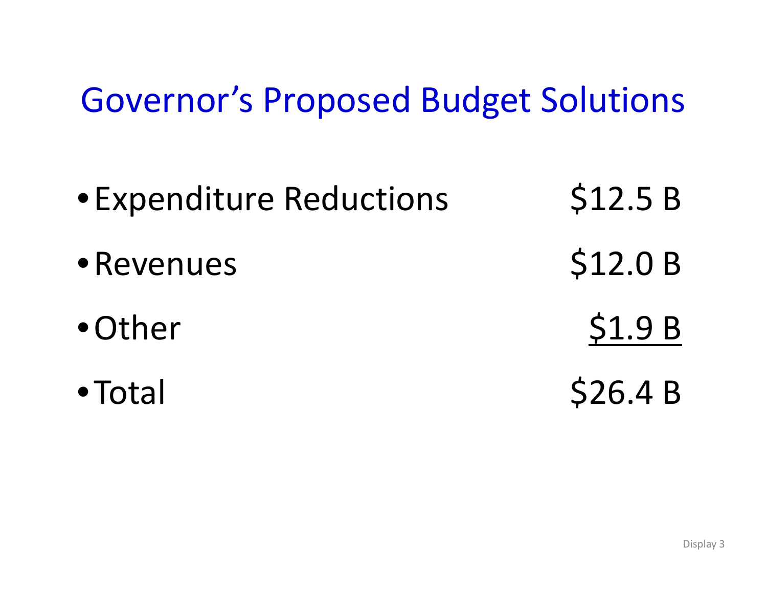# Governor's Proposed Budget Solutions

- Expenditure Reductions $12.5 B
- Revenues $12.0 B
- Other $1.9 B
- Total $26.4 B

Display 3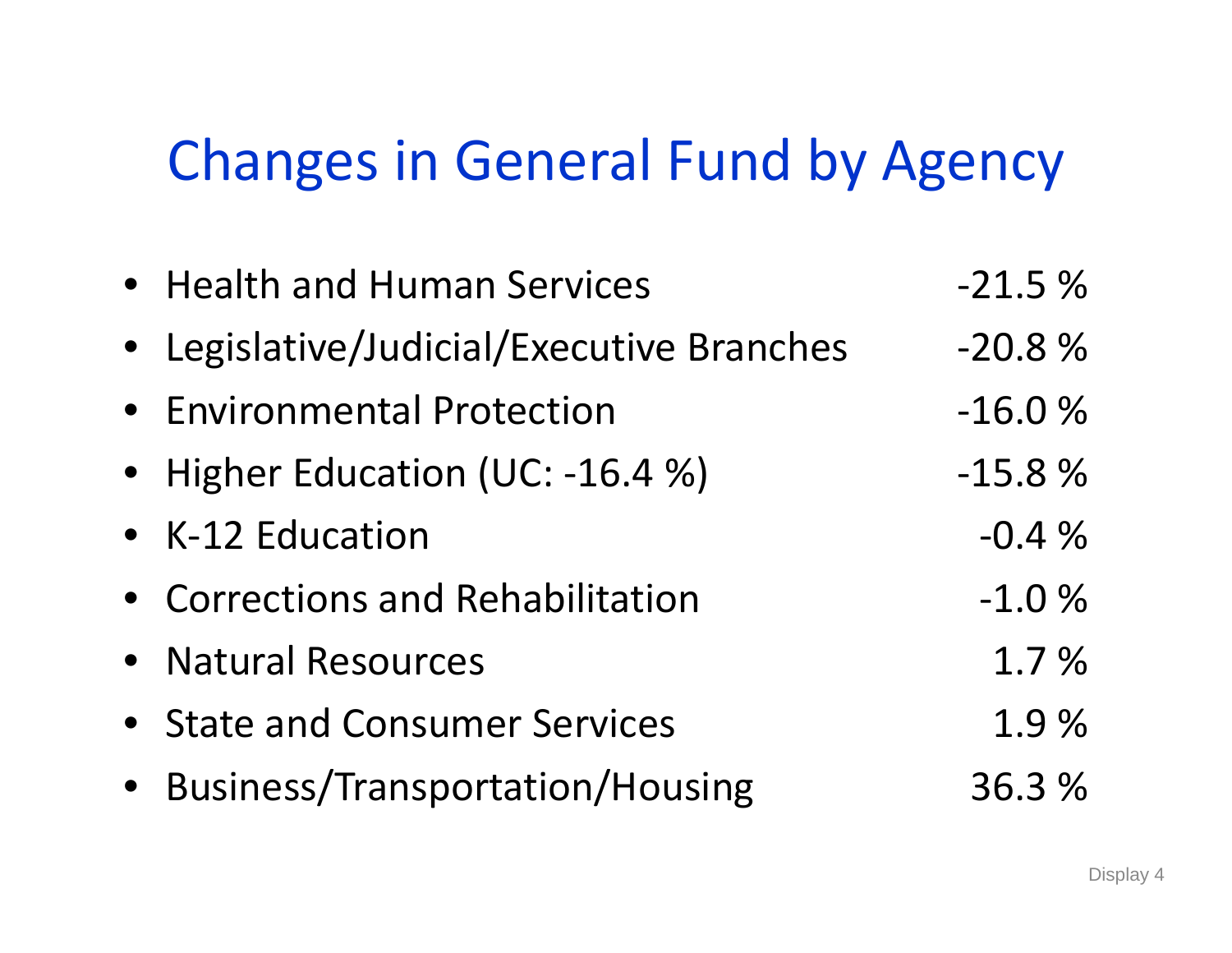# Changes in General Fund by Agency

- Health and Human Services -21.5 %
- Legislative/Judicial/Executive Branches -20.8 %
- Environmental Protection -16.0 %
- Higher Education (UC: -16.4 %) -15.8 %
- K-12 Education -0.4 %
- Corrections and Rehabilitation -1.0 %
- Natural Resources 1.7 %
- State and Consumer Services 1.9 %
- Business/Transportation/Housing 36.3 %

Display 4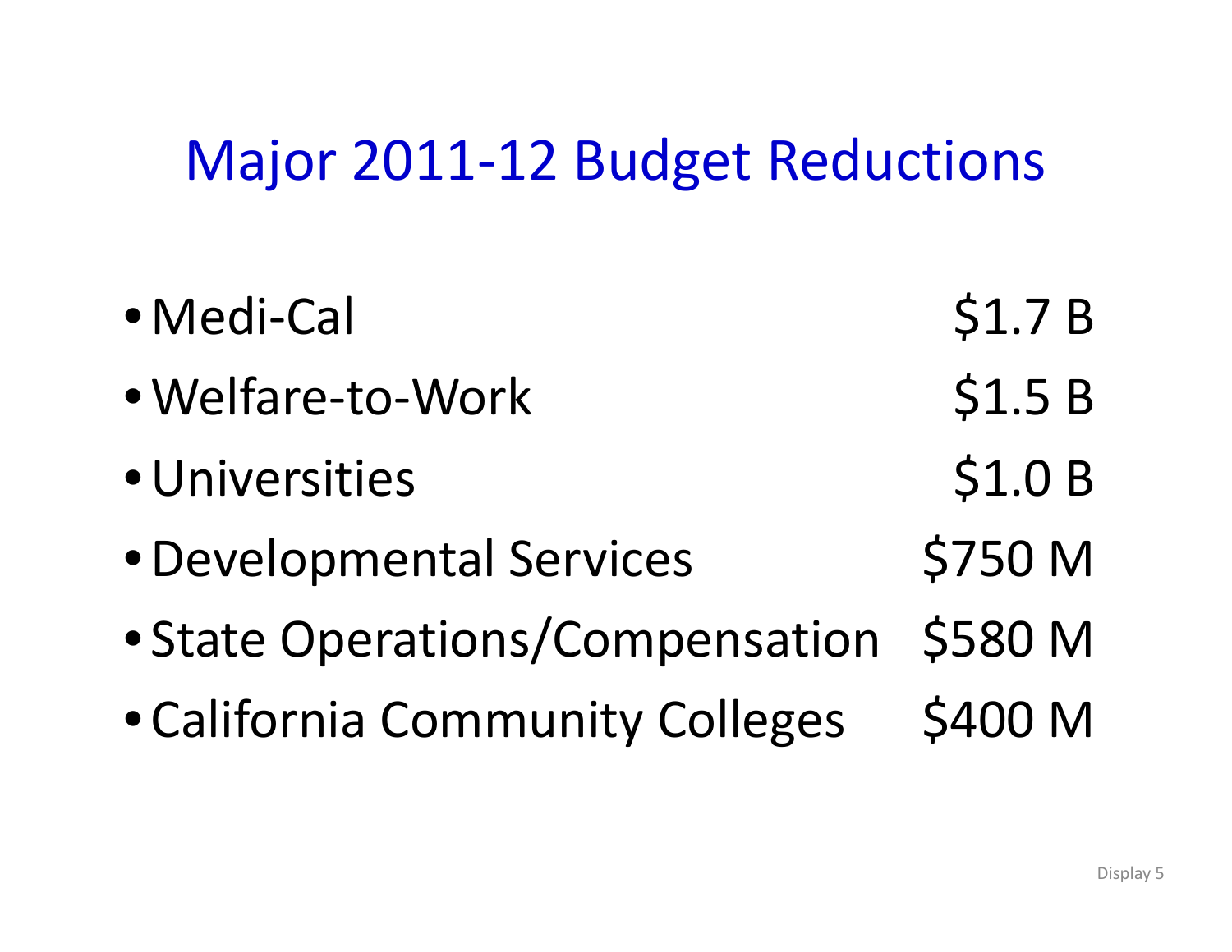# Major 2011-12 Budget Reductions

- Medi-Cal $1.7 B
- Welfare-to-Work $1.5 B
- Universities $1.0 B
- Developmental Services $750 M
- State Operations/Compensation $580 M
- California Community Colleges $400 M

Display 5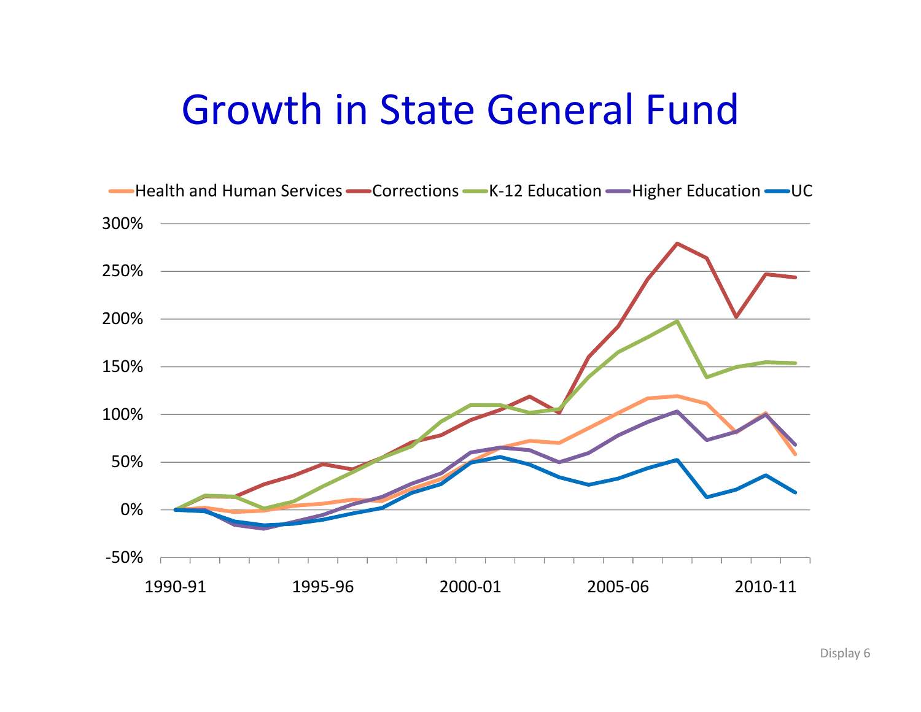# Growth in State General Fund

Health and Human Services | Corrections | K-12 Education | Higher Education | UC

300%
250%
200%
150%
100%
50%
0%
-50%

1990-91 | 1995-96 | 2000-01 | 2005-06 | 2010-11

Display 6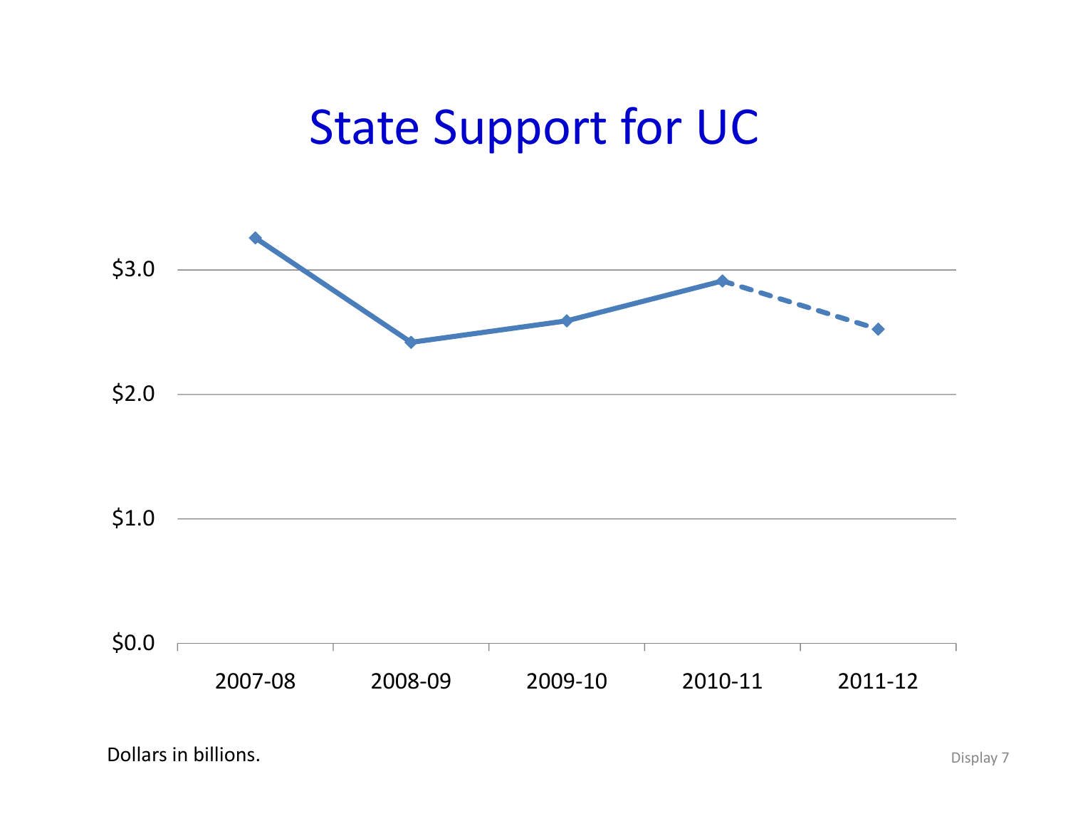# State Support for UC

| | 2007-08 | 2008-09 | 2009-10 | 2010-11 | 2011-12 |
|---|---|---|---|---|---|
| State Support for UC | ~$3.25 | ~$2.4 | ~$2.6 | ~$2.9 | ~$2.5 |

Dollars in billions.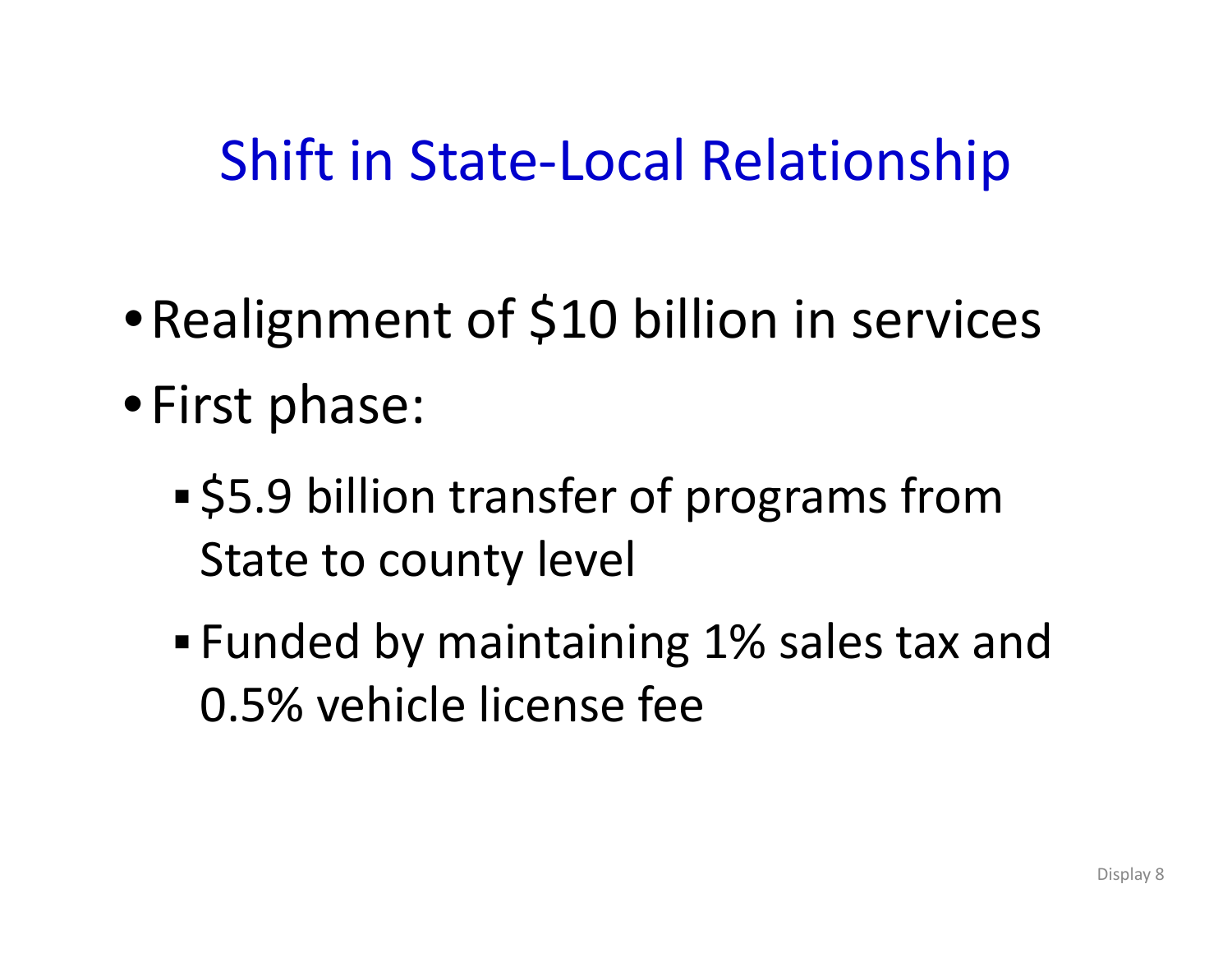# Shift in State-Local Relationship

- Realignment of $10 billion in services
- First phase:
  - $5.9 billion transfer of programs from State to county level
  - Funded by maintaining 1% sales tax and 0.5% vehicle license fee

Display 8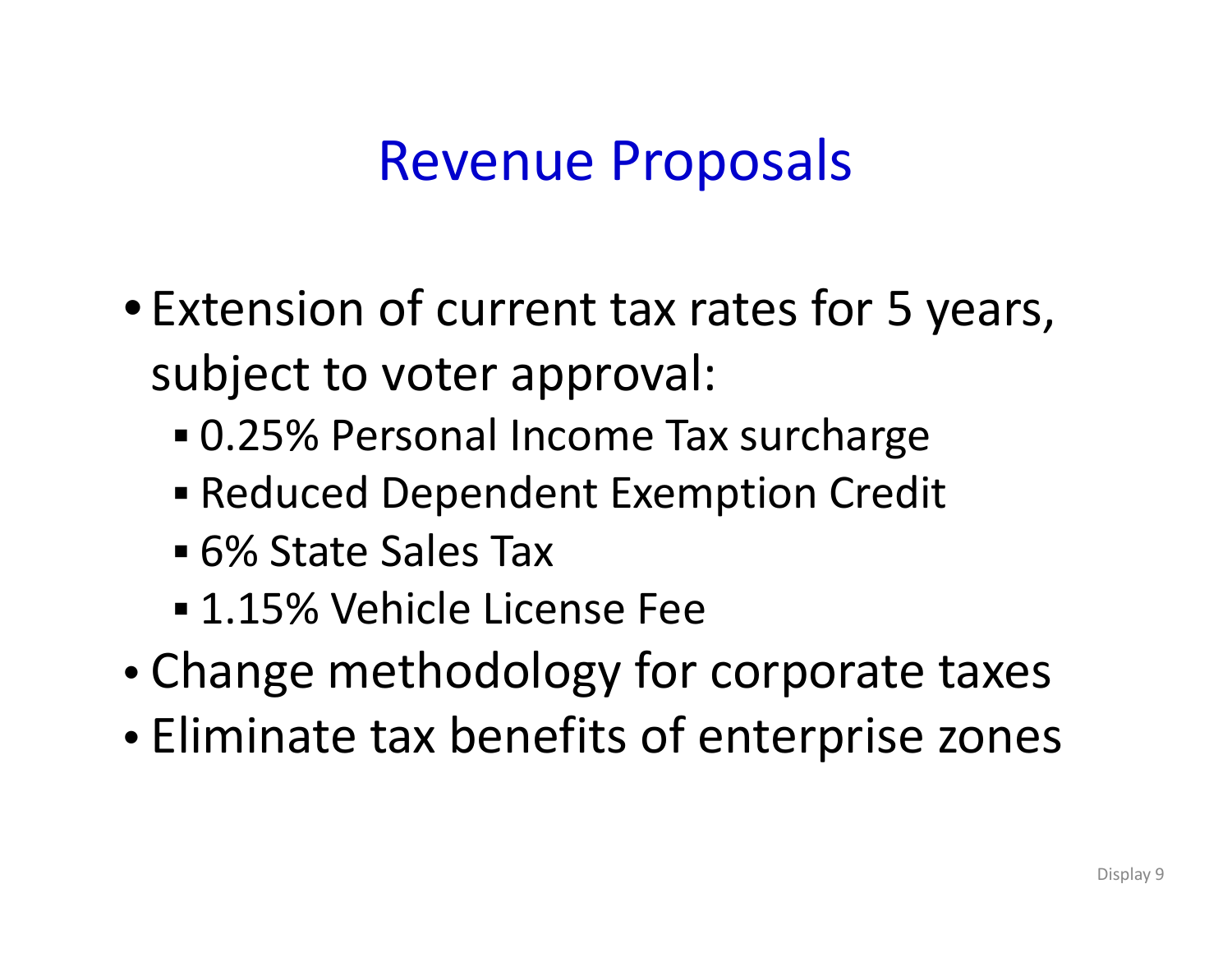# Revenue Proposals

- Extension of current tax rates for 5 years, subject to voter approval:
  - 0.25% Personal Income Tax surcharge
  - Reduced Dependent Exemption Credit
  - 6% State Sales Tax
  - 1.15% Vehicle License Fee
- Change methodology for corporate taxes
- Eliminate tax benefits of enterprise zones

Display 9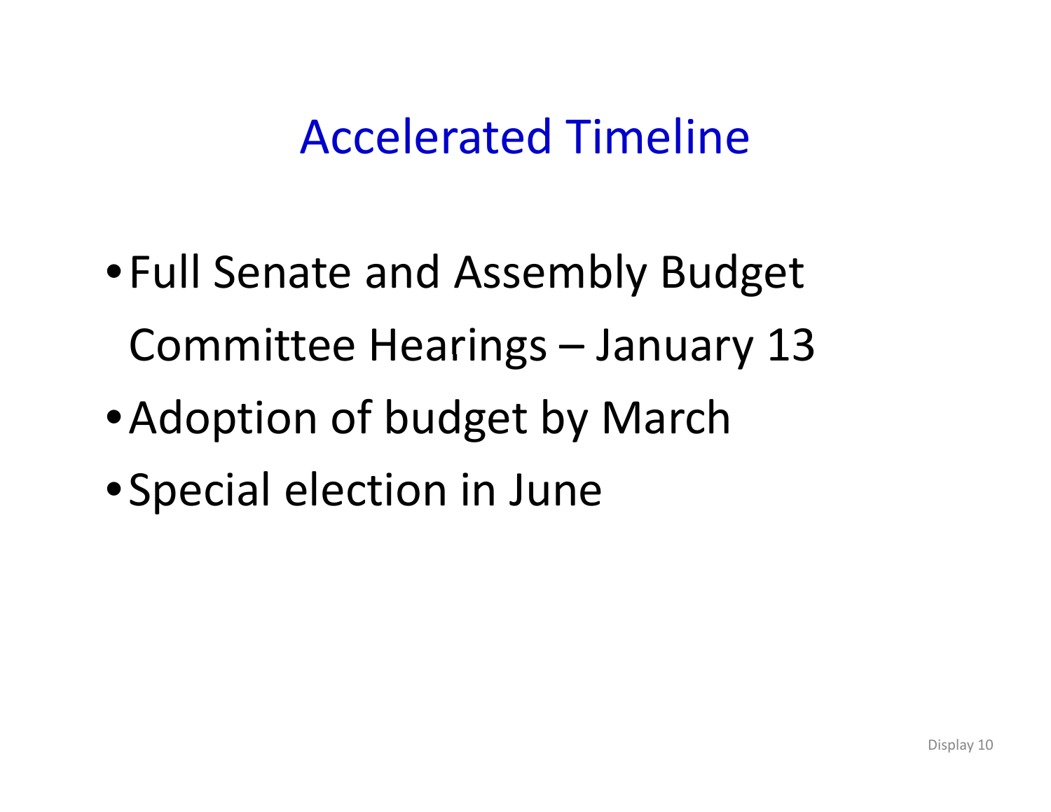# Accelerated Timeline

- Full Senate and Assembly Budget Committee Hearings – January 13
- Adoption of budget by March
- Special election in June

Display 10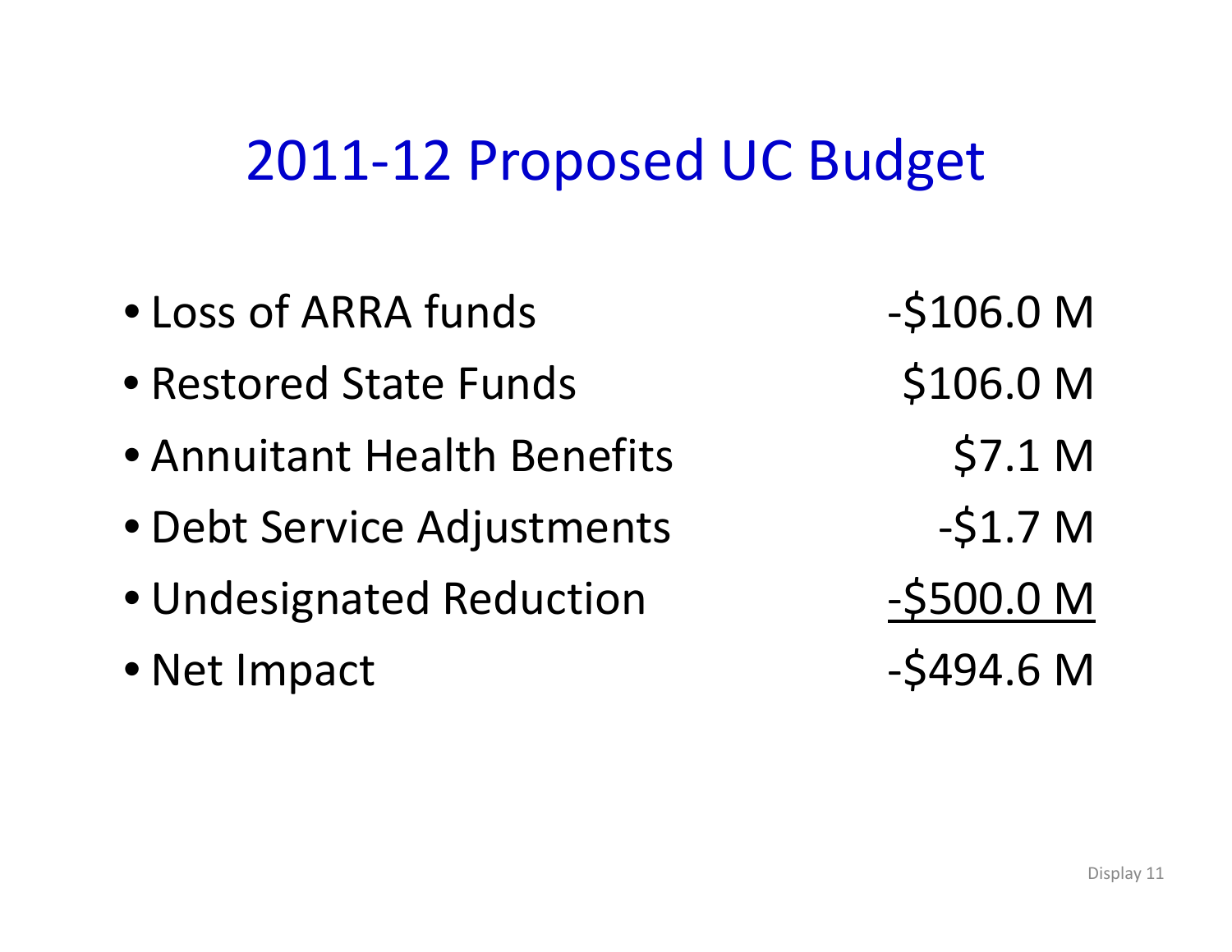# 2011-12 Proposed UC Budget

- Loss of ARRA funds -$106.0 M
- Restored State Funds $106.0 M
- Annuitant Health Benefits $7.1 M
- Debt Service Adjustments -$1.7 M
- Undesignated Reduction -$500.0 M
- Net Impact -$494.6 M

Display 11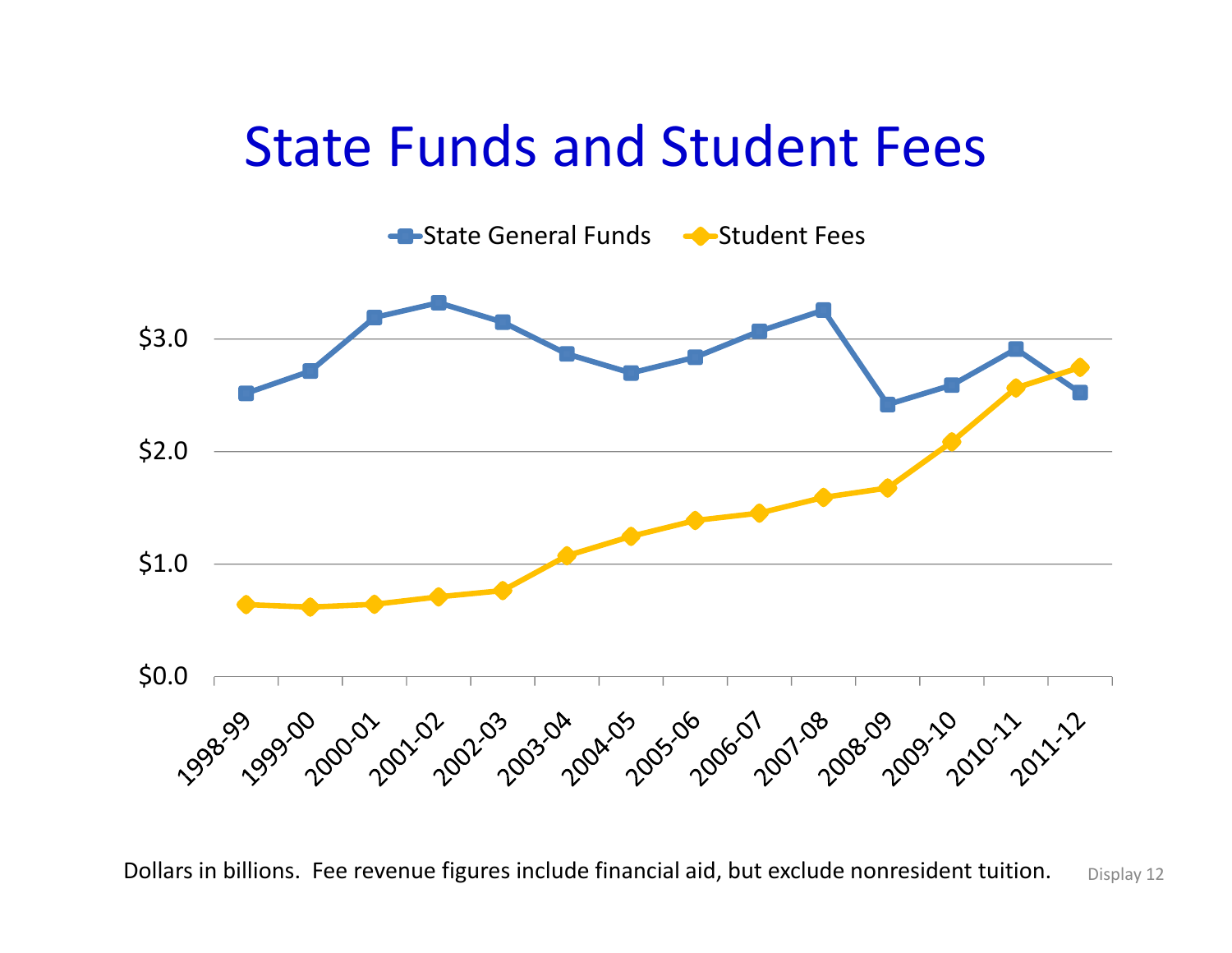# State Funds and Student Fees

Dollars in billions. Fee revenue figures include financial aid, but exclude nonresident tuition.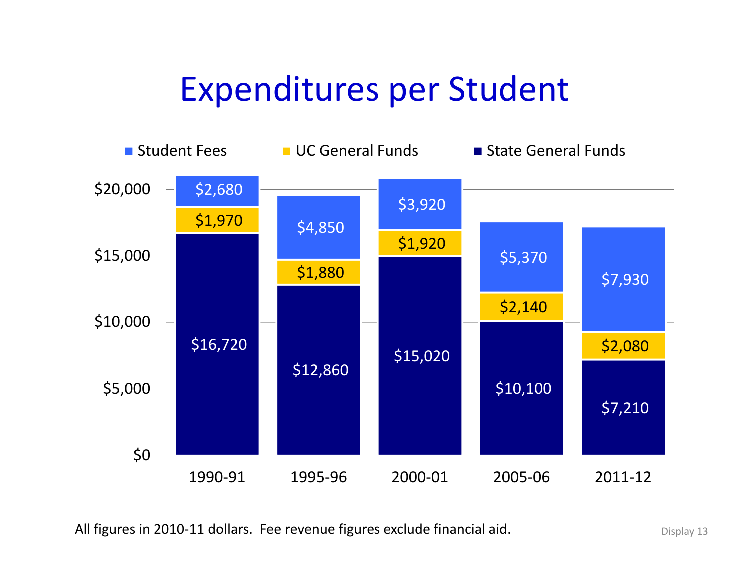# Expenditures per Student

| | 1990-91 | 1995-96 | 2000-01 | 2005-06 | 2011-12 |
|---|---|---|---|---|---|
| Student Fees | $2,680 | $4,850 | $3,920 | $5,370 | $7,930 |
| UC General Funds | $1,970 | $1,880 | $1,920 | $2,140 | $2,080 |
| State General Funds | $16,720 | $12,860 | $15,020 | $10,100 | $7,210 |

All figures in 2010-11 dollars. Fee revenue figures exclude financial aid.

Display 13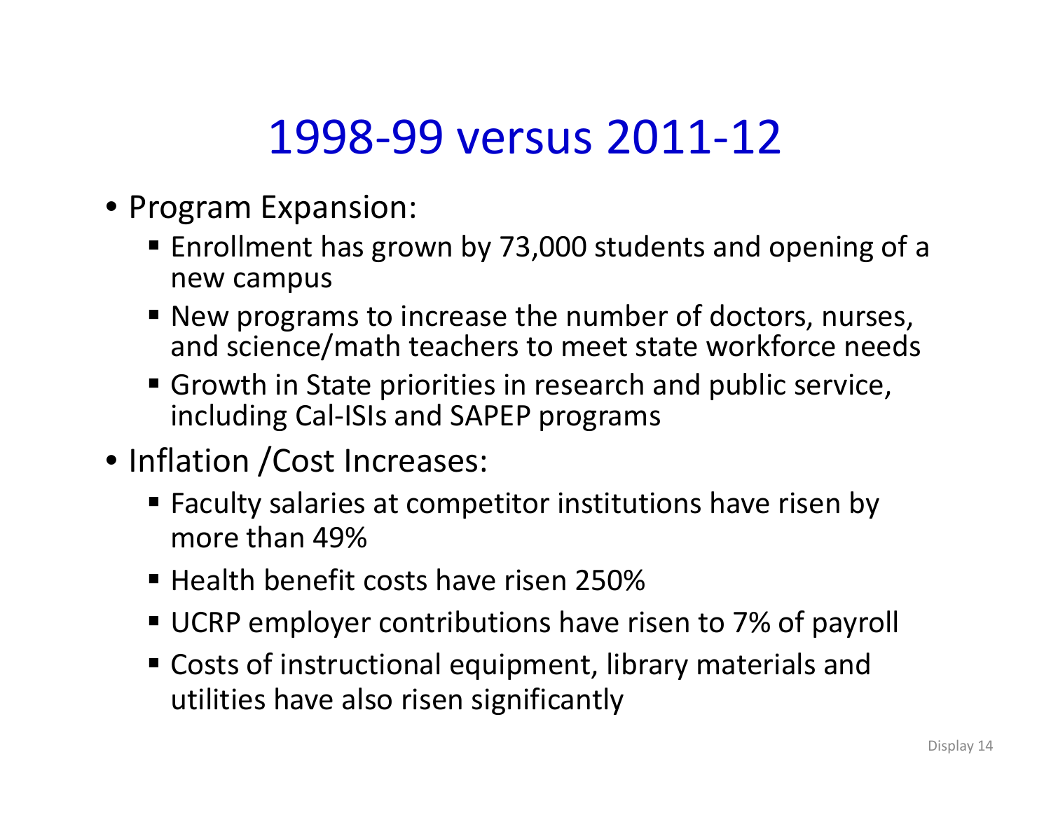# 1998-99 versus 2011-12

- Program Expansion:
  - Enrollment has grown by 73,000 students and opening of a new campus
  - New programs to increase the number of doctors, nurses, and science/math teachers to meet state workforce needs
  - Growth in State priorities in research and public service, including Cal-ISIs and SAPEP programs
- Inflation /Cost Increases:
  - Faculty salaries at competitor institutions have risen by more than 49%
  - Health benefit costs have risen 250%
  - UCRP employer contributions have risen to 7% of payroll
  - Costs of instructional equipment, library materials and utilities have also risen significantly

Display 14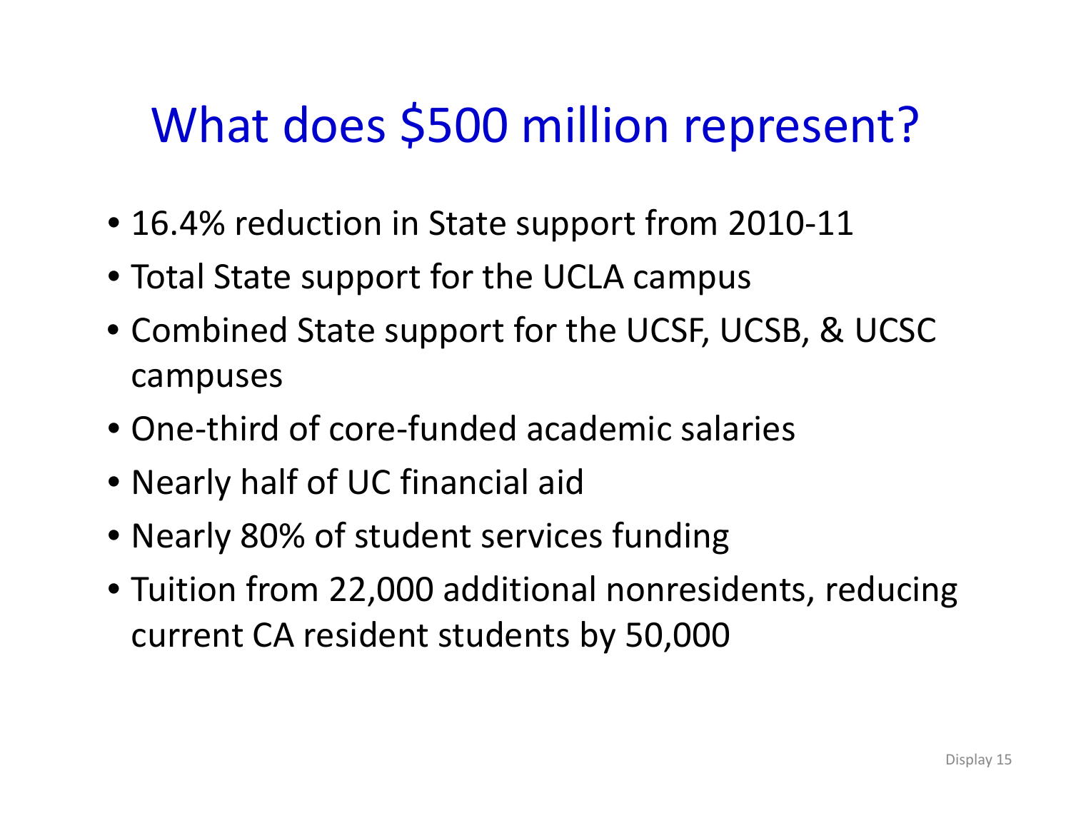# What does $500 million represent?

- 16.4% reduction in State support from 2010-11
- Total State support for the UCLA campus
- Combined State support for the UCSF, UCSB, & UCSC campuses
- One-third of core-funded academic salaries
- Nearly half of UC financial aid
- Nearly 80% of student services funding
- Tuition from 22,000 additional nonresidents, reducing current CA resident students by 50,000

Display 15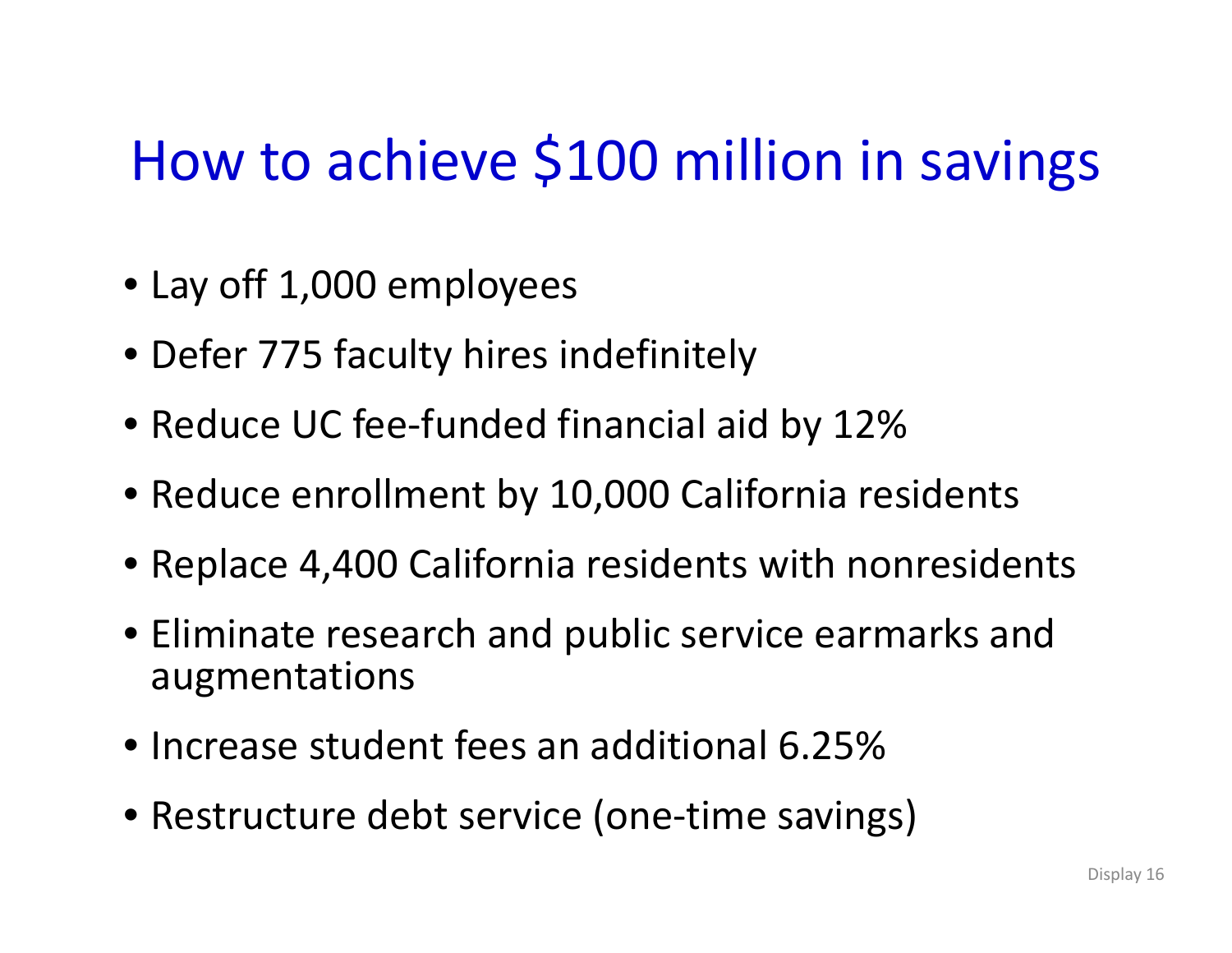# How to achieve $100 million in savings

- Lay off 1,000 employees
- Defer 775 faculty hires indefinitely
- Reduce UC fee-funded financial aid by 12%
- Reduce enrollment by 10,000 California residents
- Replace 4,400 California residents with nonresidents
- Eliminate research and public service earmarks and augmentations
- Increase student fees an additional 6.25%
- Restructure debt service (one-time savings)

Display 16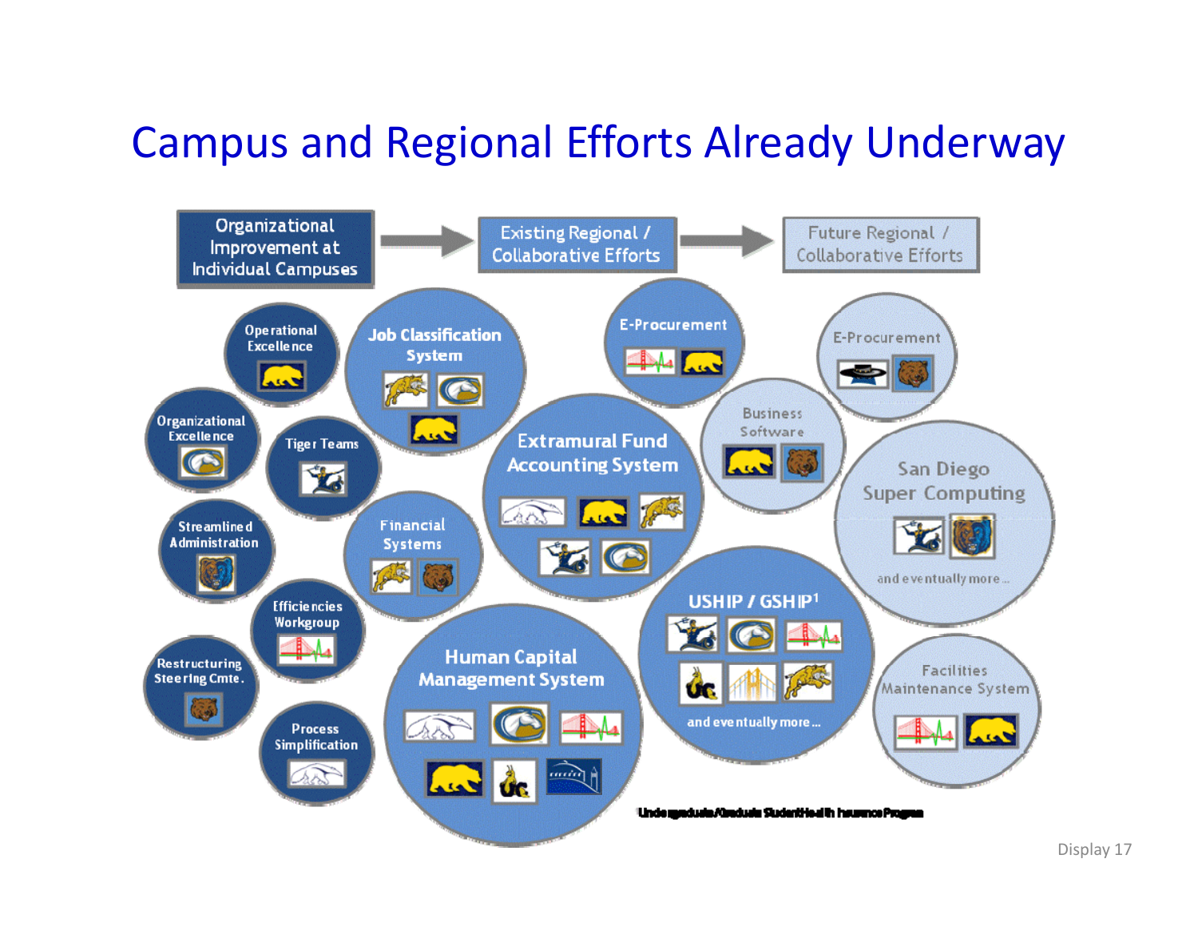# Campus and Regional Efforts Already Underway

**Organizational Improvement at Individual Campuses** → **Existing Regional / Collaborative Efforts** → **Future Regional / Collaborative Efforts**

**Organizational Improvement at Individual Campuses**

- Operational Excellence
- Organizational Excellence
- Tiger Teams
- Streamlined Administration
- Efficiencies Workgroup
- Restructuring Steering Cmte.
- Process Simplification

**Existing Regional / Collaborative Efforts**

- Job Classification System
- Financial Systems
- E-Procurement
- Extramural Fund Accounting System
- Human Capital Management System
- USHIP / GSHIP[1] — and eventually more...

**Future Regional / Collaborative Efforts**

- E-Procurement
- Business Software
- San Diego Super Computing — and eventually more...
- Facilities Maintenance System

[1] Undergraduate/Graduate Student Health Insurance Program

Display 17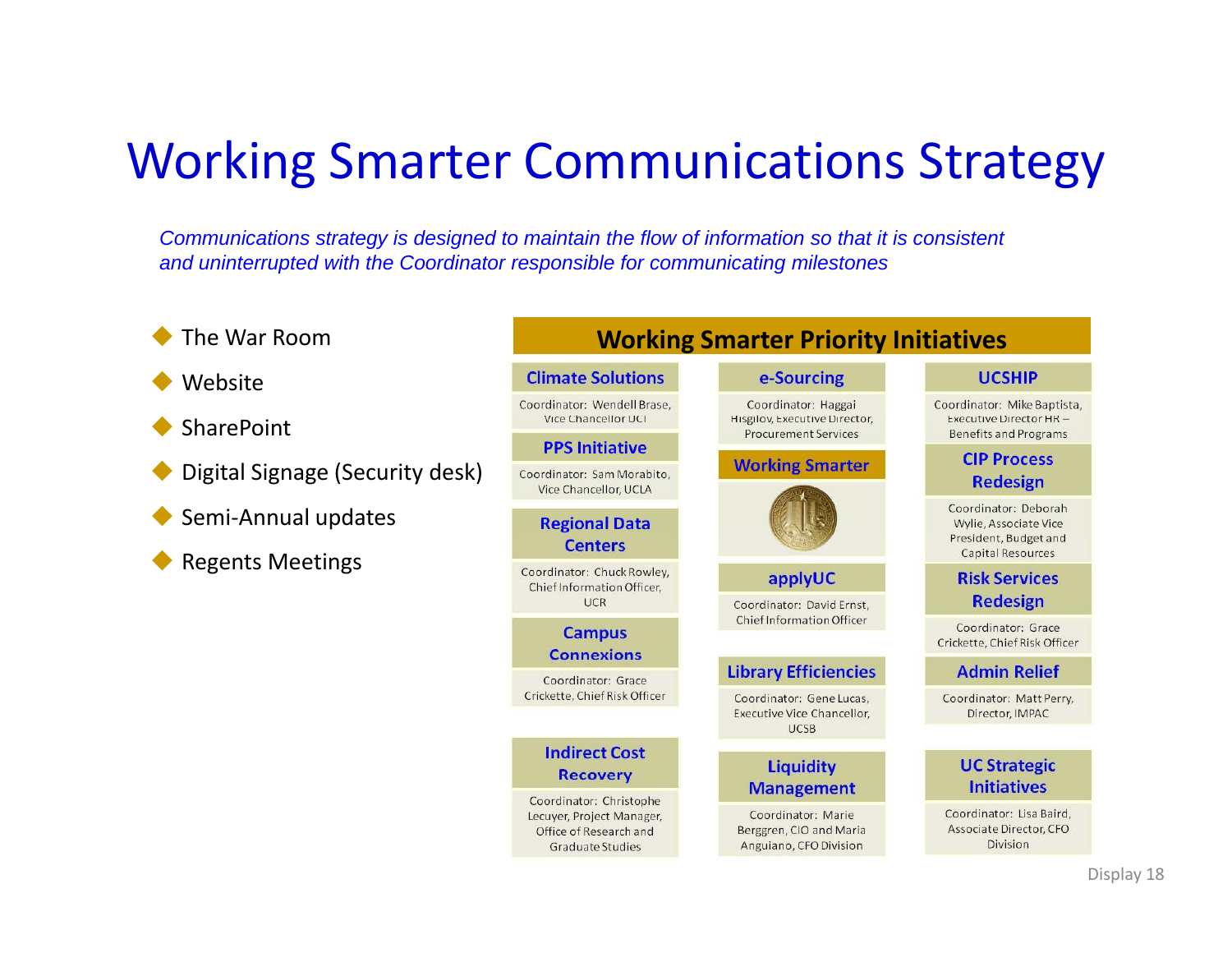# Working Smarter Communications Strategy

*Communications strategy is designed to maintain the flow of information so that it is consistent and uninterrupted with the Coordinator responsible for communicating milestones*

- The War Room
- Website
- SharePoint
- Digital Signage (Security desk)
- Semi-Annual updates
- Regents Meetings

## Working Smarter Priority Initiatives

**Climate Solutions**
Coordinator: Wendell Brase, Vice Chancellor UCI

**PPS Initiative**
Coordinator: Sam Morabito, Vice Chancellor, UCLA

**Regional Data Centers**
Coordinator: Chuck Rowley, Chief Information Officer, UCR

**Campus Connexions**
Coordinator: Grace Crickette, Chief Risk Officer

**Indirect Cost Recovery**
Coordinator: Christophe Lecuyer, Project Manager, Office of Research and Graduate Studies

**e-Sourcing**
Coordinator: Haggai Hisgilov, Executive Director, Procurement Services

**Working Smarter**

**applyUC**
Coordinator: David Ernst, Chief Information Officer

**Library Efficiencies**
Coordinator: Gene Lucas, Executive Vice Chancellor, UCSB

**Liquidity Management**
Coordinator: Marie Berggren, CIO and Maria Anguiano, CFO Division

**UCSHIP**
Coordinator: Mike Baptista, Executive Director HR – Benefits and Programs

**CIP Process Redesign**
Coordinator: Deborah Wylie, Associate Vice President, Budget and Capital Resources

**Risk Services Redesign**
Coordinator: Grace Crickette, Chief Risk Officer

**Admin Relief**
Coordinator: Matt Perry, Director, IMPAC

**UC Strategic Initiatives**
Coordinator: Lisa Baird, Associate Director, CFO Division

Display 18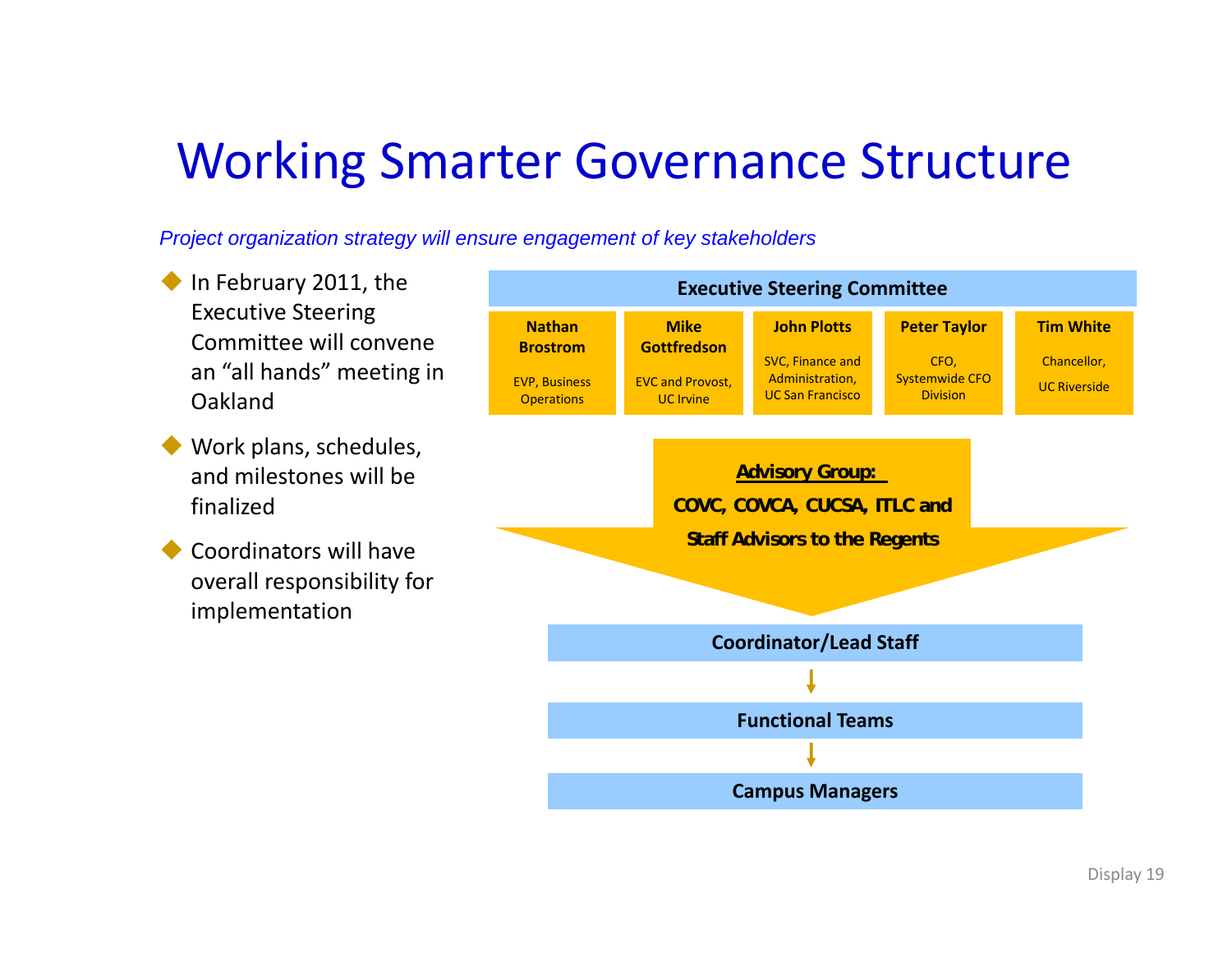# Working Smarter Governance Structure

*Project organization strategy will ensure engagement of key stakeholders*

- In February 2011, the Executive Steering Committee will convene an "all hands" meeting in Oakland
- Work plans, schedules, and milestones will be finalized
- Coordinators will have overall responsibility for implementation

**Executive Steering Committee**

| Nathan Brostrom | Mike Gottfredson | John Plotts | Peter Taylor | Tim White |
|---|---|---|---|---|
| EVP, Business Operations | EVC and Provost, UC Irvine | SVC, Finance and Administration, UC San Francisco | CFO, Systemwide CFO Division | Chancellor, UC Riverside |

**Advisory Group:**
**COVC, COVCA, CUCSA, ITLC and Staff Advisors to the Regents**

**Coordinator/Lead Staff**

↓

**Functional Teams**

↓

**Campus Managers**

Display 19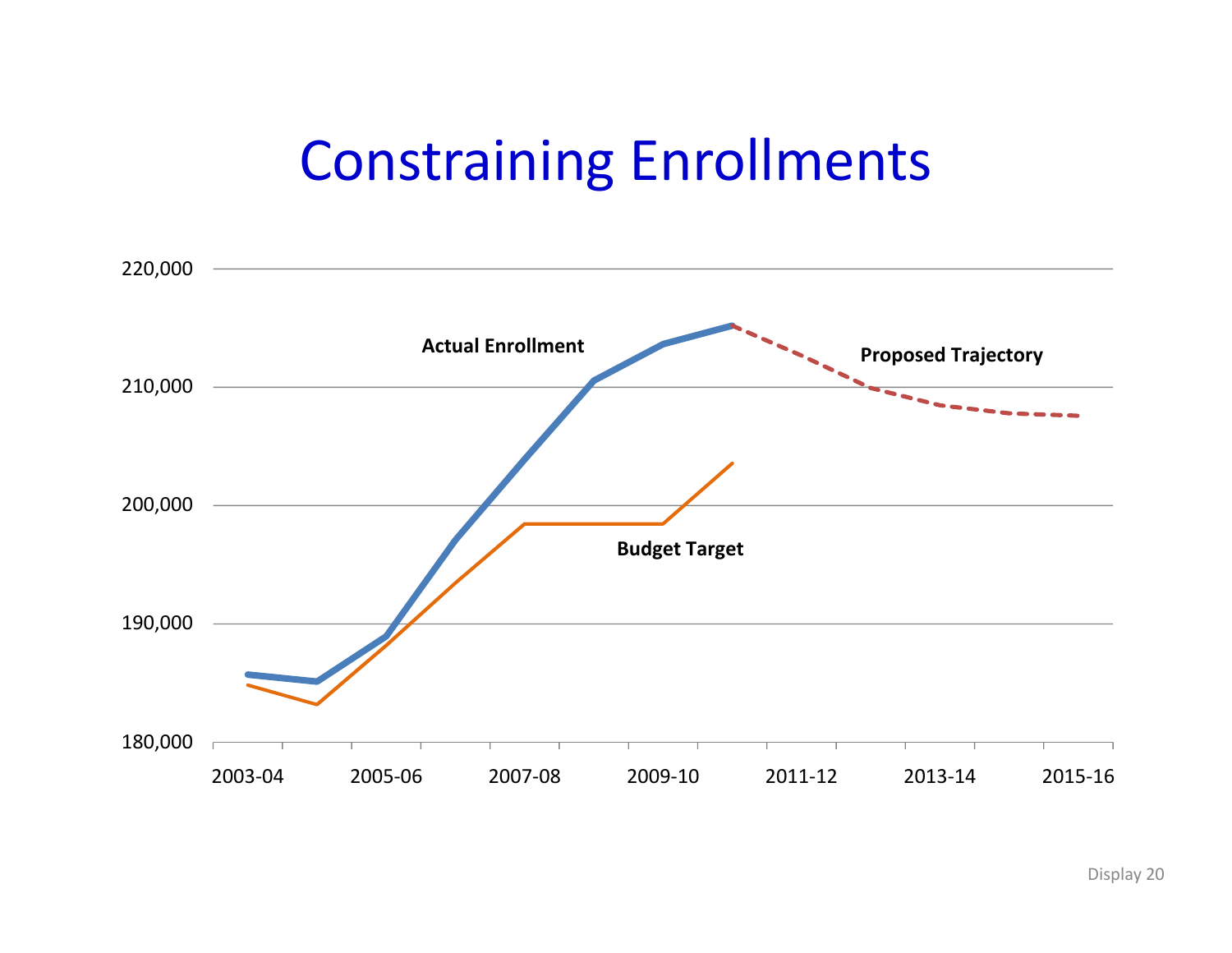# Constraining Enrollments

220,000

210,000

200,000

190,000

180,000

Actual Enrollment

Proposed Trajectory

Budget Target

2003-04 2005-06 2007-08 2009-10 2011-12 2013-14 2015-16

Display 20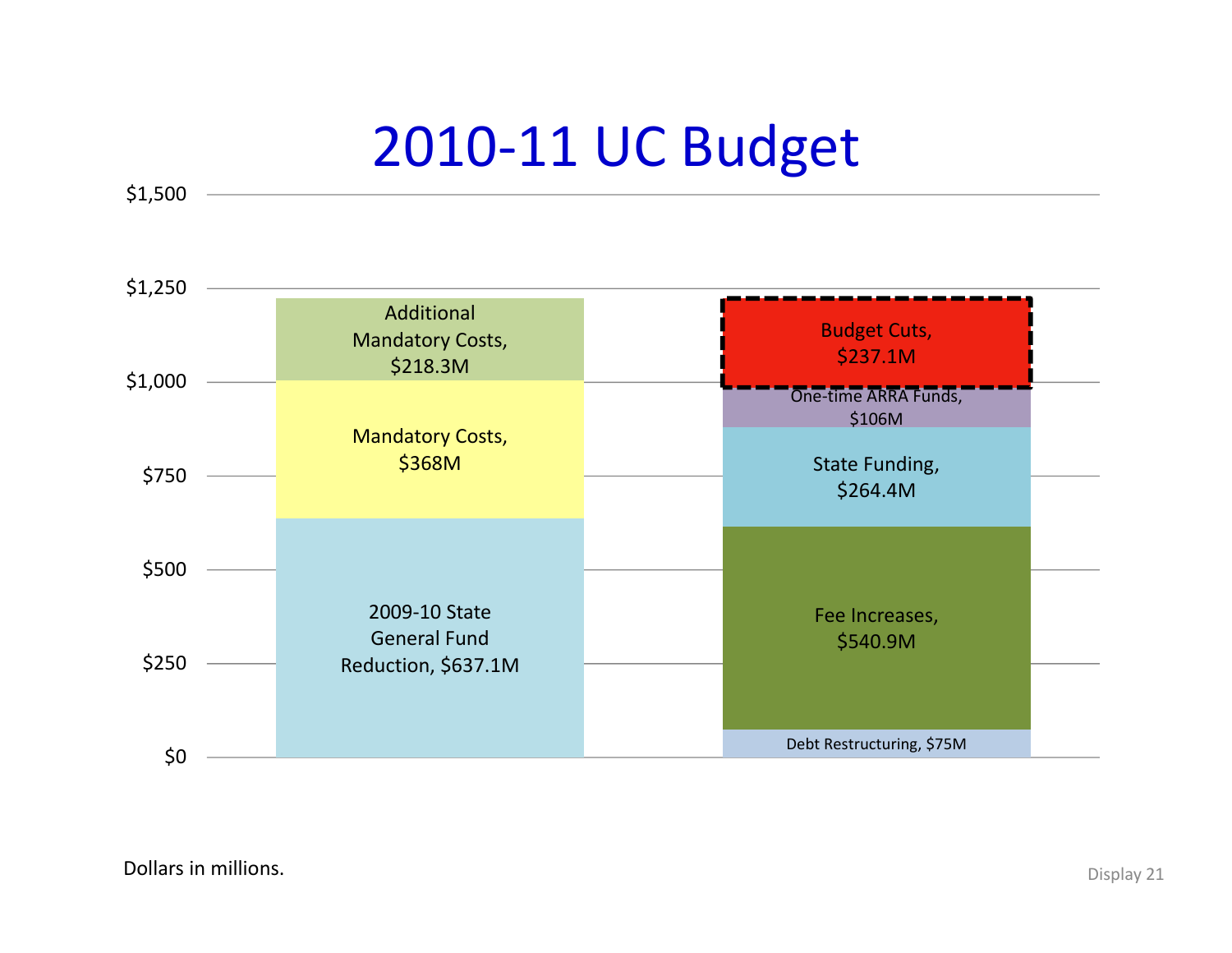# 2010-11 UC Budget

| | Left bar | Right bar |
|---|---|---|
| | Additional Mandatory Costs, $218.3M | Budget Cuts, $237.1M |
| | Mandatory Costs, $368M | One-time ARRA Funds, $106M |
| | 2009-10 State General Fund Reduction, $637.1M | State Funding, $264.4M |
| | | Fee Increases, $540.9M |
| | | Debt Restructuring, $75M |

Y-axis: $0, $250, $500, $750, $1,000, $1,250, $1,500

Dollars in millions.

Display 21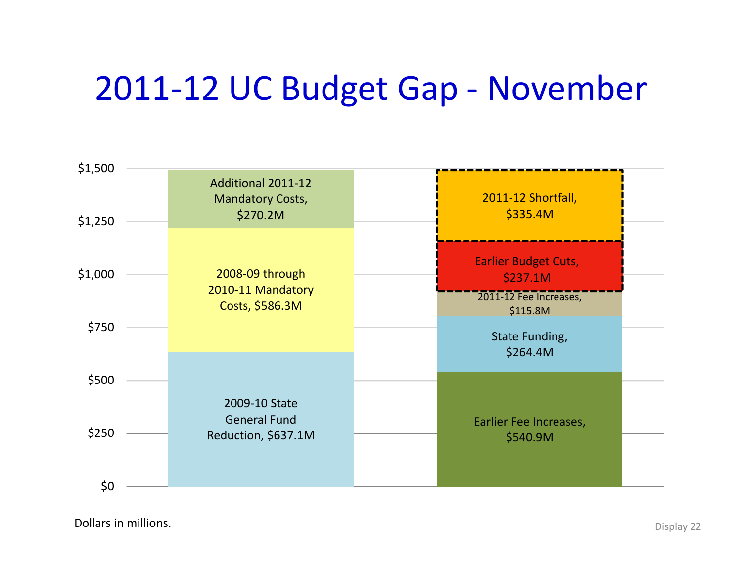# 2011-12 UC Budget Gap - November

| | Left bar | Right bar |
|---|---|---|
| Top | Additional 2011-12 Mandatory Costs, $270.2M | 2011-12 Shortfall, $335.4M |
| | 2008-09 through 2010-11 Mandatory Costs, $586.3M | Earlier Budget Cuts, $237.1M |
| | | 2011-12 Fee Increases, $115.8M |
| | | State Funding, $264.4M |
| Bottom | 2009-10 State General Fund Reduction, $637.1M | Earlier Fee Increases, $540.9M |

Dollars in millions.

Display 22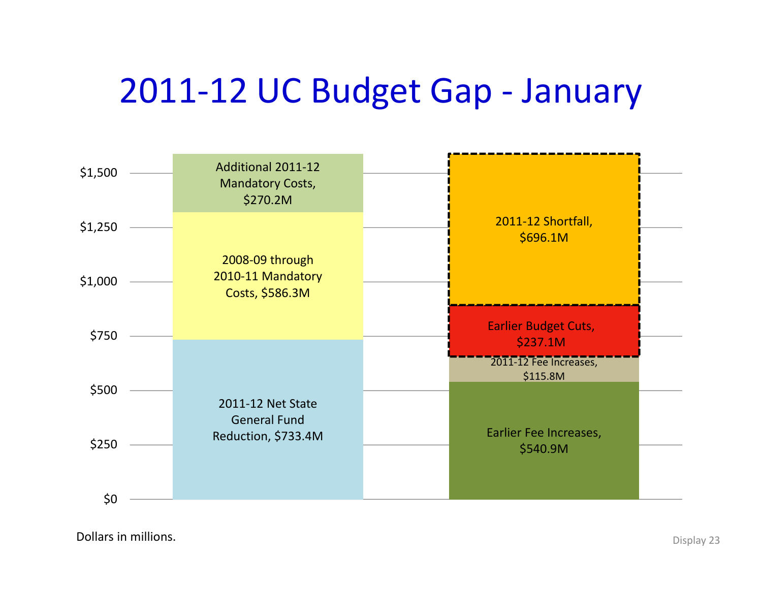# 2011-12 UC Budget Gap - January

| | |
|---|---|
| Additional 2011-12 Mandatory Costs, $270.2M | 2011-12 Shortfall, $696.1M |
| 2008-09 through 2010-11 Mandatory Costs, $586.3M | Earlier Budget Cuts, $237.1M |
| 2011-12 Net State General Fund Reduction, $733.4M | 2011-12 Fee Increases, $115.8M |
| | Earlier Fee Increases, $540.9M |

Dollars in millions.

Display 23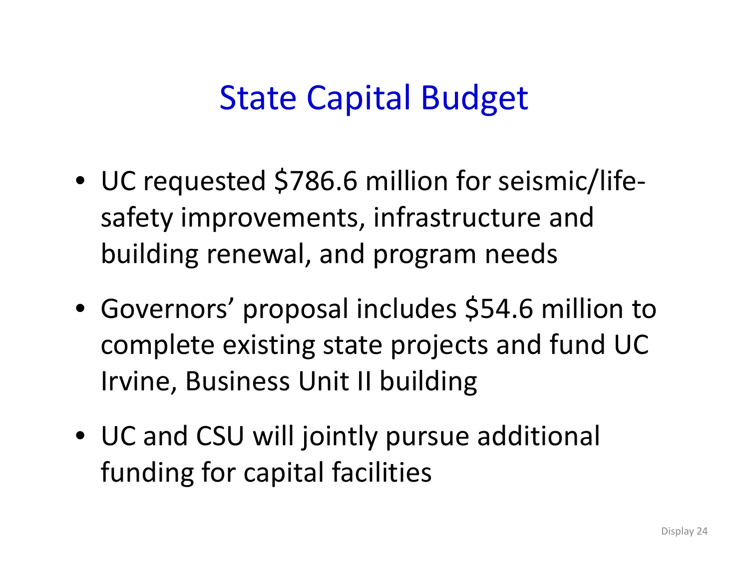# State Capital Budget

- UC requested $786.6 million for seismic/life-safety improvements, infrastructure and building renewal, and program needs
- Governors' proposal includes $54.6 million to complete existing state projects and fund UC Irvine, Business Unit II building
- UC and CSU will jointly pursue additional funding for capital facilities

Display 24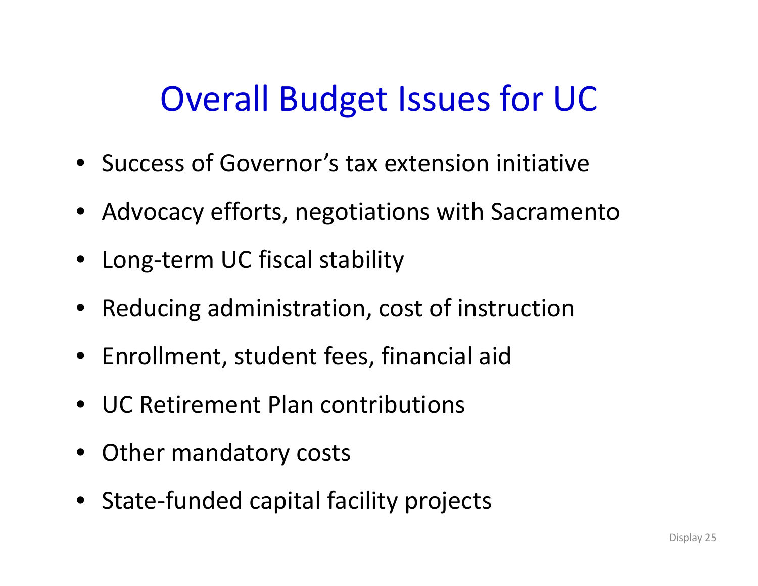# Overall Budget Issues for UC

- Success of Governor's tax extension initiative
- Advocacy efforts, negotiations with Sacramento
- Long-term UC fiscal stability
- Reducing administration, cost of instruction
- Enrollment, student fees, financial aid
- UC Retirement Plan contributions
- Other mandatory costs
- State-funded capital facility projects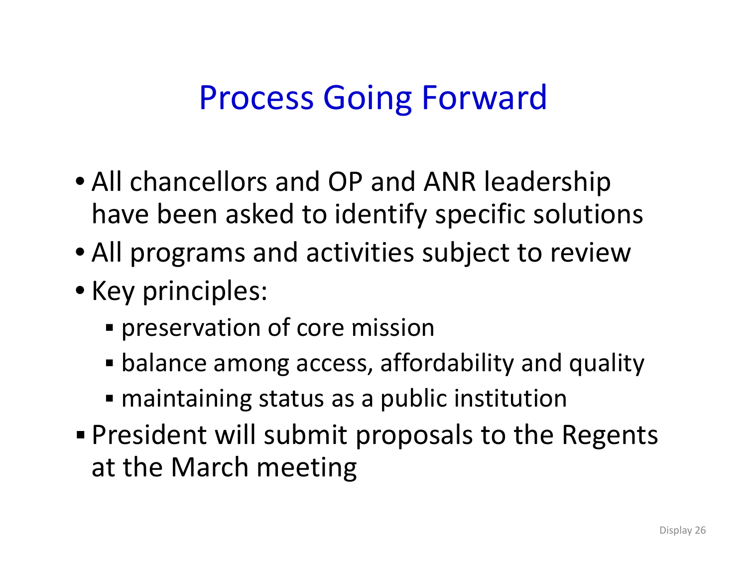# Process Going Forward

- All chancellors and OP and ANR leadership have been asked to identify specific solutions
- All programs and activities subject to review
- Key principles:
  - preservation of core mission
  - balance among access, affordability and quality
  - maintaining status as a public institution
- President will submit proposals to the Regents at the March meeting

Display 26